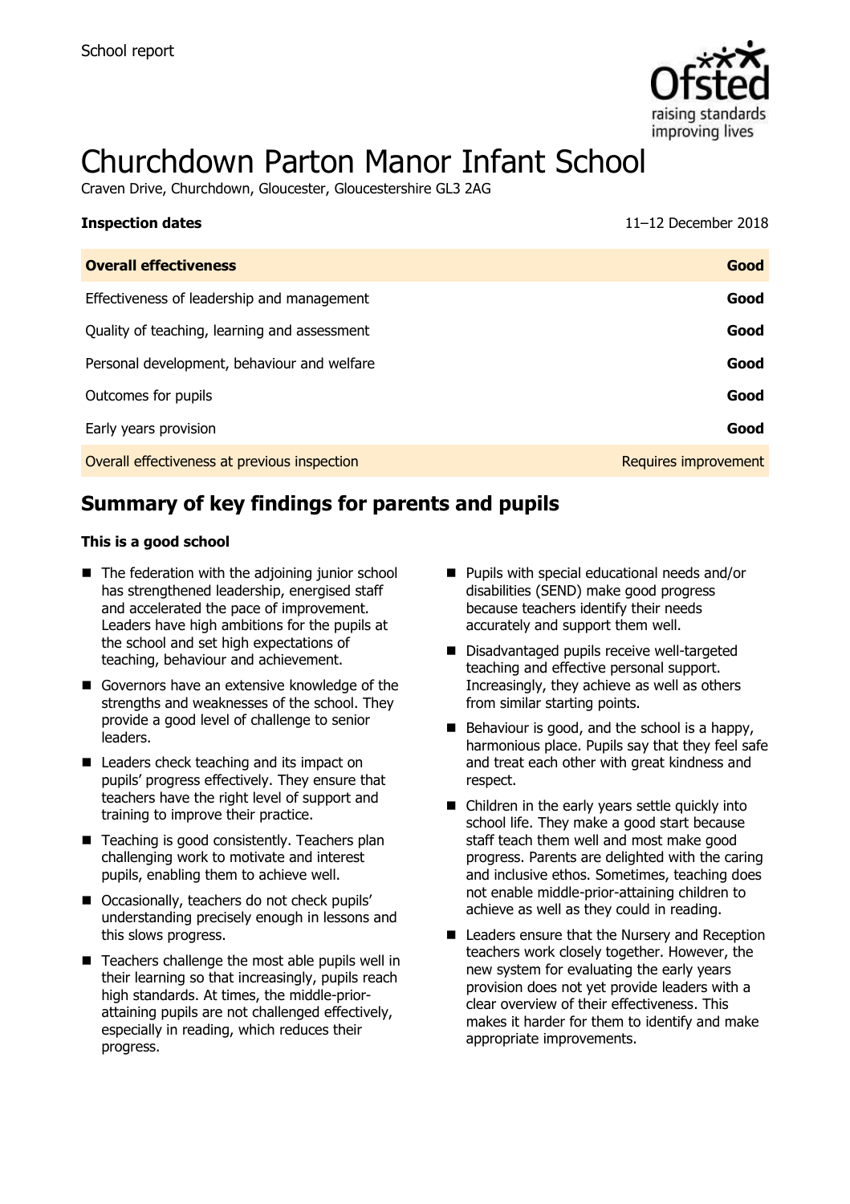School report

# Churchdown Parton Manor Infant School

Craven Drive, Churchdown, Gloucester, Gloucestershire GL3 2AG

**Inspection dates** 11–12 December 2018

| | |
|---|---|
| **Overall effectiveness** | **Good** |
| Effectiveness of leadership and management | **Good** |
| Quality of teaching, learning and assessment | **Good** |
| Personal development, behaviour and welfare | **Good** |
| Outcomes for pupils | **Good** |
| Early years provision | **Good** |
| Overall effectiveness at previous inspection | Requires improvement |

## Summary of key findings for parents and pupils

**This is a good school**

- The federation with the adjoining junior school has strengthened leadership, energised staff and accelerated the pace of improvement. Leaders have high ambitions for the pupils at the school and set high expectations of teaching, behaviour and achievement.
- Governors have an extensive knowledge of the strengths and weaknesses of the school. They provide a good level of challenge to senior leaders.
- Leaders check teaching and its impact on pupils' progress effectively. They ensure that teachers have the right level of support and training to improve their practice.
- Teaching is good consistently. Teachers plan challenging work to motivate and interest pupils, enabling them to achieve well.
- Occasionally, teachers do not check pupils' understanding precisely enough in lessons and this slows progress.
- Teachers challenge the most able pupils well in their learning so that increasingly, pupils reach high standards. At times, the middle-prior-attaining pupils are not challenged effectively, especially in reading, which reduces their progress.
- Pupils with special educational needs and/or disabilities (SEND) make good progress because teachers identify their needs accurately and support them well.
- Disadvantaged pupils receive well-targeted teaching and effective personal support. Increasingly, they achieve as well as others from similar starting points.
- Behaviour is good, and the school is a happy, harmonious place. Pupils say that they feel safe and treat each other with great kindness and respect.
- Children in the early years settle quickly into school life. They make a good start because staff teach them well and most make good progress. Parents are delighted with the caring and inclusive ethos. Sometimes, teaching does not enable middle-prior-attaining children to achieve as well as they could in reading.
- Leaders ensure that the Nursery and Reception teachers work closely together. However, the new system for evaluating the early years provision does not yet provide leaders with a clear overview of their effectiveness. This makes it harder for them to identify and make appropriate improvements.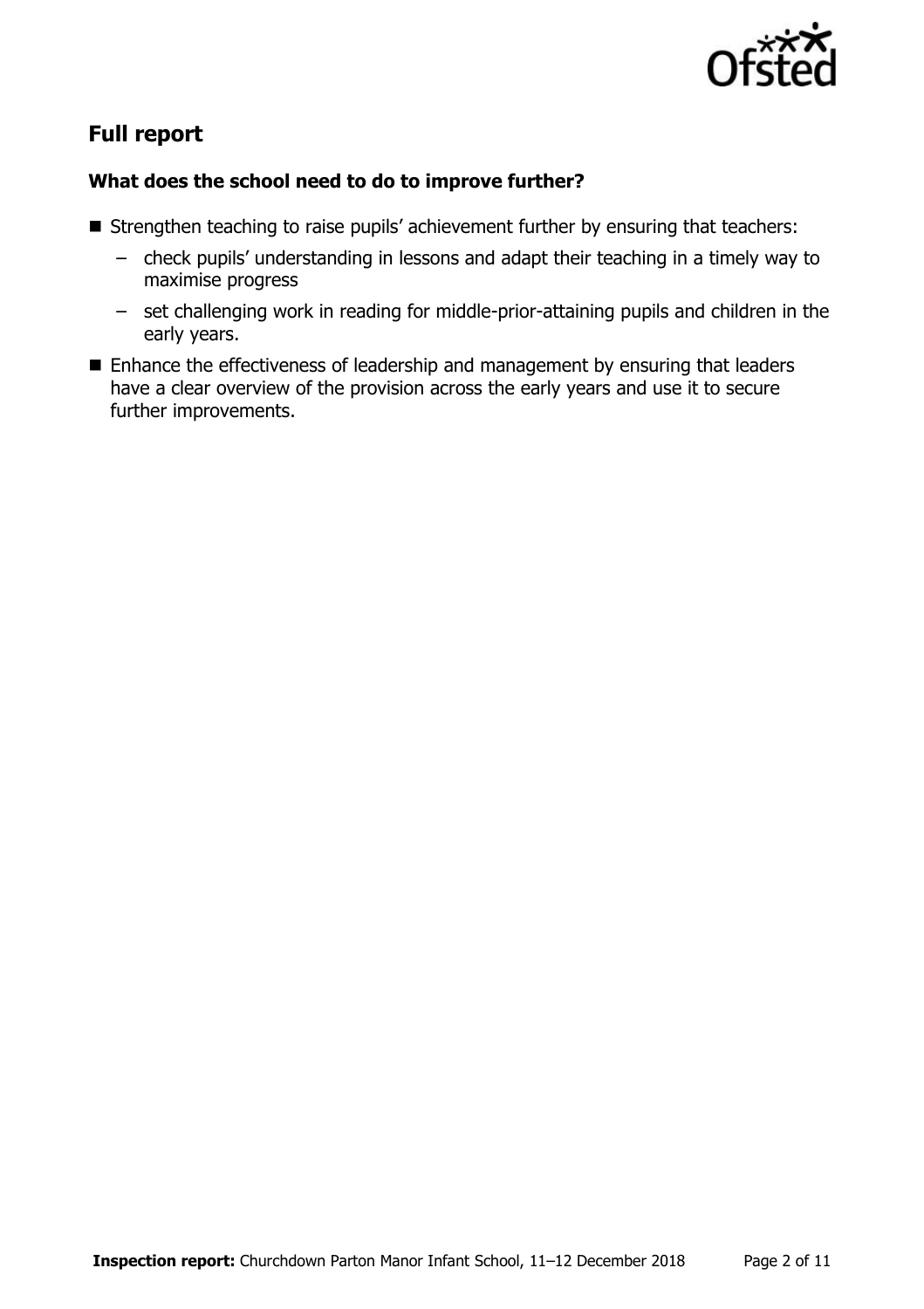## Full report

### What does the school need to do to improve further?

- Strengthen teaching to raise pupils' achievement further by ensuring that teachers:
  - check pupils' understanding in lessons and adapt their teaching in a timely way to maximise progress
  - set challenging work in reading for middle-prior-attaining pupils and children in the early years.
- Enhance the effectiveness of leadership and management by ensuring that leaders have a clear overview of the provision across the early years and use it to secure further improvements.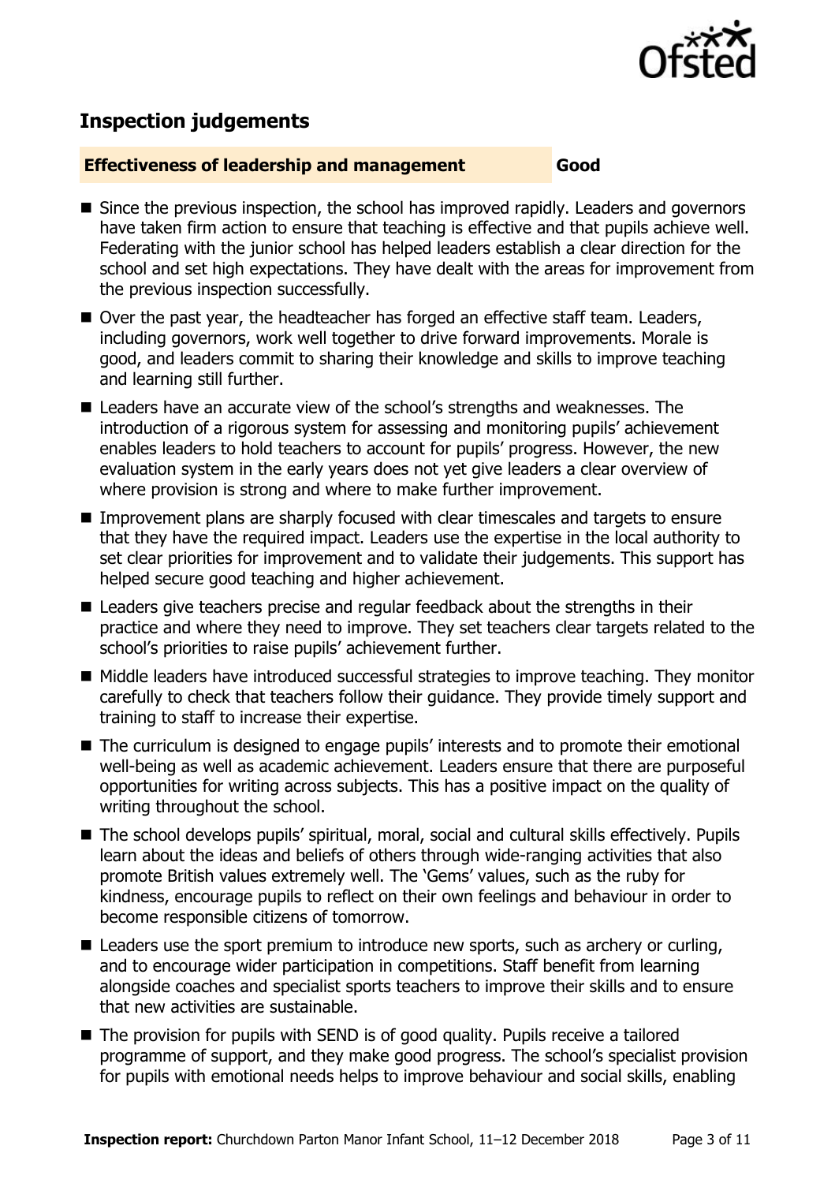## Inspection judgements

| **Effectiveness of leadership and management** | **Good** |
| --- | --- |

- Since the previous inspection, the school has improved rapidly. Leaders and governors have taken firm action to ensure that teaching is effective and that pupils achieve well. Federating with the junior school has helped leaders establish a clear direction for the school and set high expectations. They have dealt with the areas for improvement from the previous inspection successfully.
- Over the past year, the headteacher has forged an effective staff team. Leaders, including governors, work well together to drive forward improvements. Morale is good, and leaders commit to sharing their knowledge and skills to improve teaching and learning still further.
- Leaders have an accurate view of the school's strengths and weaknesses. The introduction of a rigorous system for assessing and monitoring pupils' achievement enables leaders to hold teachers to account for pupils' progress. However, the new evaluation system in the early years does not yet give leaders a clear overview of where provision is strong and where to make further improvement.
- Improvement plans are sharply focused with clear timescales and targets to ensure that they have the required impact. Leaders use the expertise in the local authority to set clear priorities for improvement and to validate their judgements. This support has helped secure good teaching and higher achievement.
- Leaders give teachers precise and regular feedback about the strengths in their practice and where they need to improve. They set teachers clear targets related to the school's priorities to raise pupils' achievement further.
- Middle leaders have introduced successful strategies to improve teaching. They monitor carefully to check that teachers follow their guidance. They provide timely support and training to staff to increase their expertise.
- The curriculum is designed to engage pupils' interests and to promote their emotional well-being as well as academic achievement. Leaders ensure that there are purposeful opportunities for writing across subjects. This has a positive impact on the quality of writing throughout the school.
- The school develops pupils' spiritual, moral, social and cultural skills effectively. Pupils learn about the ideas and beliefs of others through wide-ranging activities that also promote British values extremely well. The 'Gems' values, such as the ruby for kindness, encourage pupils to reflect on their own feelings and behaviour in order to become responsible citizens of tomorrow.
- Leaders use the sport premium to introduce new sports, such as archery or curling, and to encourage wider participation in competitions. Staff benefit from learning alongside coaches and specialist sports teachers to improve their skills and to ensure that new activities are sustainable.
- The provision for pupils with SEND is of good quality. Pupils receive a tailored programme of support, and they make good progress. The school's specialist provision for pupils with emotional needs helps to improve behaviour and social skills, enabling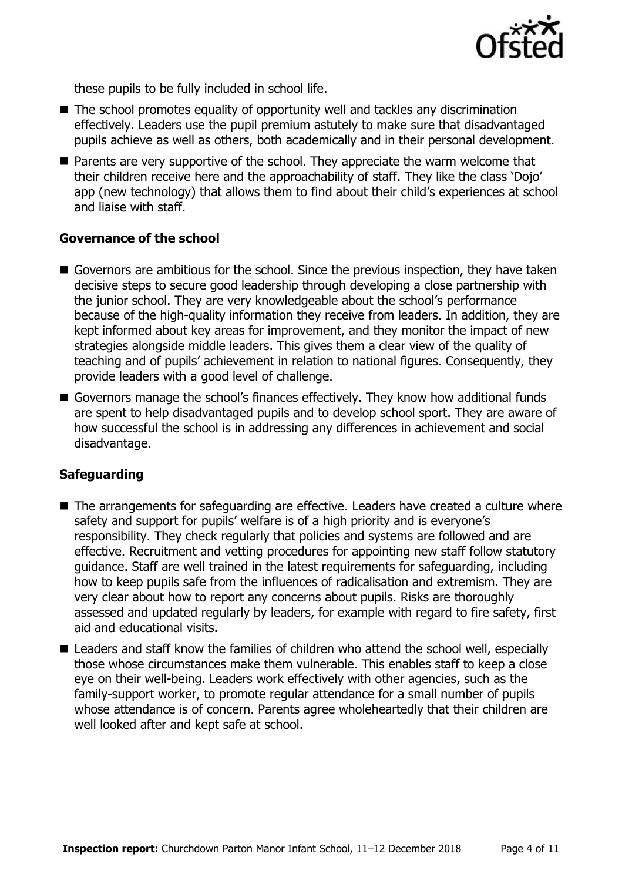these pupils to be fully included in school life.

- The school promotes equality of opportunity well and tackles any discrimination effectively. Leaders use the pupil premium astutely to make sure that disadvantaged pupils achieve as well as others, both academically and in their personal development.
- Parents are very supportive of the school. They appreciate the warm welcome that their children receive here and the approachability of staff. They like the class 'Dojo' app (new technology) that allows them to find about their child's experiences at school and liaise with staff.

### Governance of the school

- Governors are ambitious for the school. Since the previous inspection, they have taken decisive steps to secure good leadership through developing a close partnership with the junior school. They are very knowledgeable about the school's performance because of the high-quality information they receive from leaders. In addition, they are kept informed about key areas for improvement, and they monitor the impact of new strategies alongside middle leaders. This gives them a clear view of the quality of teaching and of pupils' achievement in relation to national figures. Consequently, they provide leaders with a good level of challenge.
- Governors manage the school's finances effectively. They know how additional funds are spent to help disadvantaged pupils and to develop school sport. They are aware of how successful the school is in addressing any differences in achievement and social disadvantage.

### Safeguarding

- The arrangements for safeguarding are effective. Leaders have created a culture where safety and support for pupils' welfare is of a high priority and is everyone's responsibility. They check regularly that policies and systems are followed and are effective. Recruitment and vetting procedures for appointing new staff follow statutory guidance. Staff are well trained in the latest requirements for safeguarding, including how to keep pupils safe from the influences of radicalisation and extremism. They are very clear about how to report any concerns about pupils. Risks are thoroughly assessed and updated regularly by leaders, for example with regard to fire safety, first aid and educational visits.
- Leaders and staff know the families of children who attend the school well, especially those whose circumstances make them vulnerable. This enables staff to keep a close eye on their well-being. Leaders work effectively with other agencies, such as the family-support worker, to promote regular attendance for a small number of pupils whose attendance is of concern. Parents agree wholeheartedly that their children are well looked after and kept safe at school.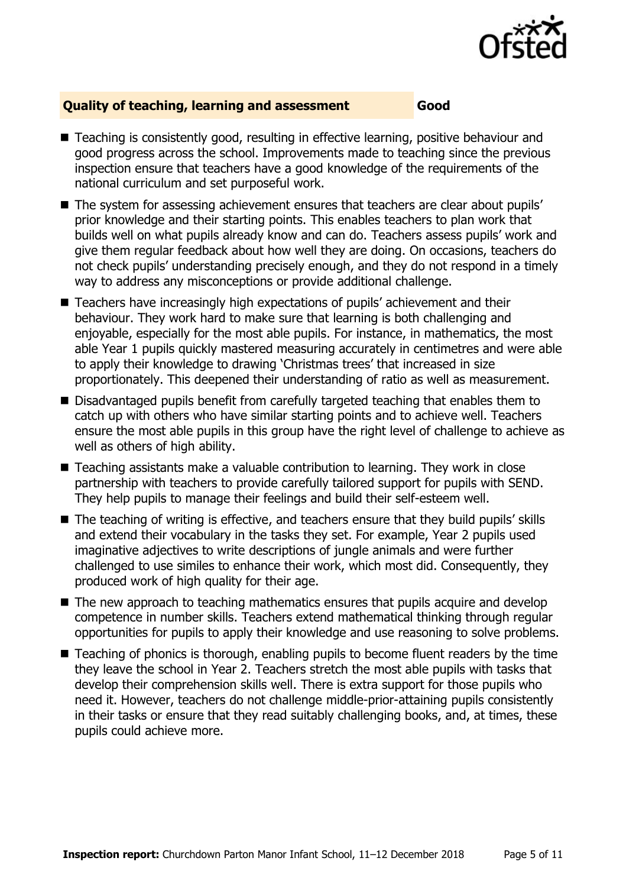## Quality of teaching, learning and assessment **Good**

- Teaching is consistently good, resulting in effective learning, positive behaviour and good progress across the school. Improvements made to teaching since the previous inspection ensure that teachers have a good knowledge of the requirements of the national curriculum and set purposeful work.
- The system for assessing achievement ensures that teachers are clear about pupils' prior knowledge and their starting points. This enables teachers to plan work that builds well on what pupils already know and can do. Teachers assess pupils' work and give them regular feedback about how well they are doing. On occasions, teachers do not check pupils' understanding precisely enough, and they do not respond in a timely way to address any misconceptions or provide additional challenge.
- Teachers have increasingly high expectations of pupils' achievement and their behaviour. They work hard to make sure that learning is both challenging and enjoyable, especially for the most able pupils. For instance, in mathematics, the most able Year 1 pupils quickly mastered measuring accurately in centimetres and were able to apply their knowledge to drawing 'Christmas trees' that increased in size proportionately. This deepened their understanding of ratio as well as measurement.
- Disadvantaged pupils benefit from carefully targeted teaching that enables them to catch up with others who have similar starting points and to achieve well. Teachers ensure the most able pupils in this group have the right level of challenge to achieve as well as others of high ability.
- Teaching assistants make a valuable contribution to learning. They work in close partnership with teachers to provide carefully tailored support for pupils with SEND. They help pupils to manage their feelings and build their self-esteem well.
- The teaching of writing is effective, and teachers ensure that they build pupils' skills and extend their vocabulary in the tasks they set. For example, Year 2 pupils used imaginative adjectives to write descriptions of jungle animals and were further challenged to use similes to enhance their work, which most did. Consequently, they produced work of high quality for their age.
- The new approach to teaching mathematics ensures that pupils acquire and develop competence in number skills. Teachers extend mathematical thinking through regular opportunities for pupils to apply their knowledge and use reasoning to solve problems.
- Teaching of phonics is thorough, enabling pupils to become fluent readers by the time they leave the school in Year 2. Teachers stretch the most able pupils with tasks that develop their comprehension skills well. There is extra support for those pupils who need it. However, teachers do not challenge middle-prior-attaining pupils consistently in their tasks or ensure that they read suitably challenging books, and, at times, these pupils could achieve more.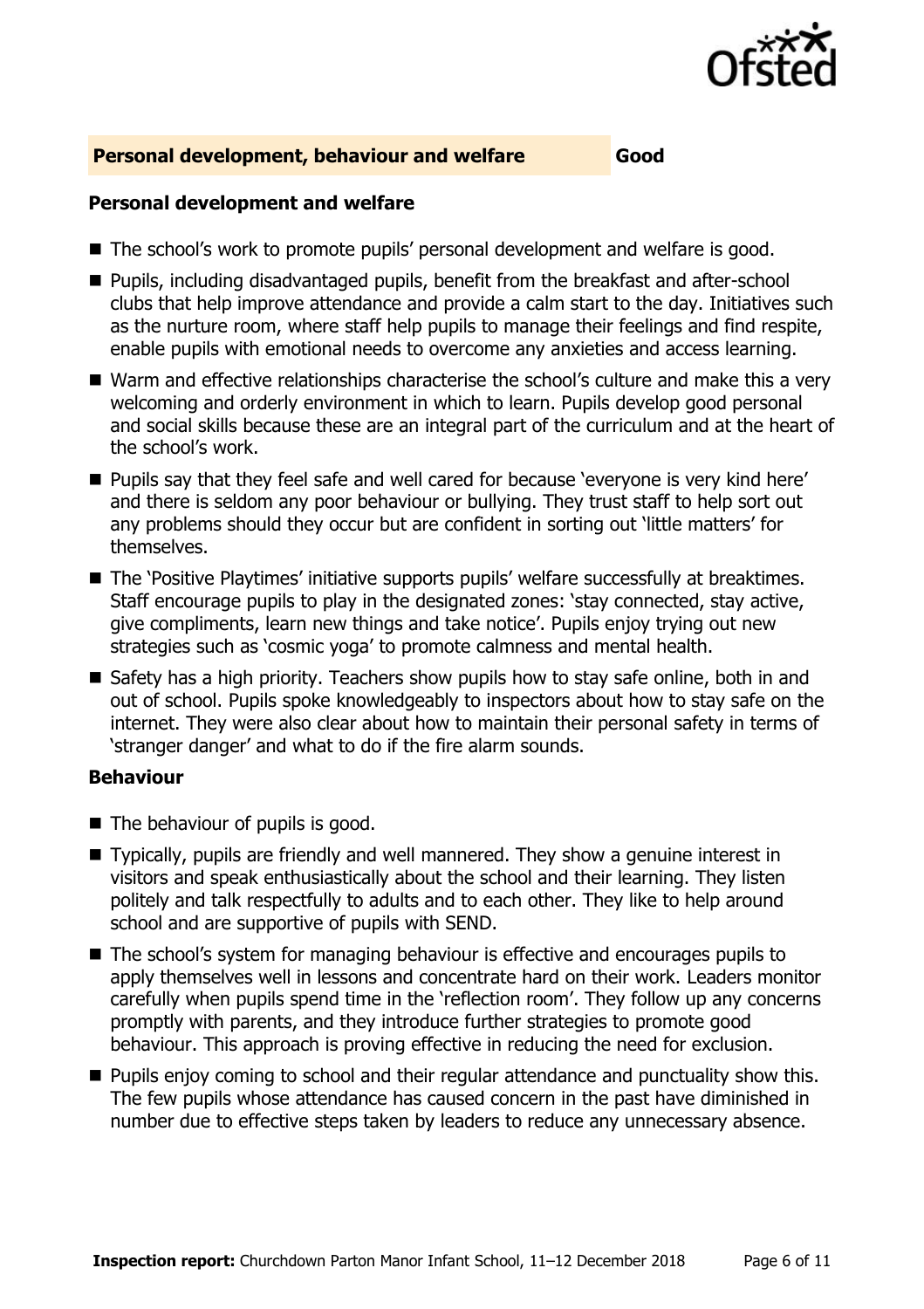## Personal development, behaviour and welfare — Good

### Personal development and welfare

- The school's work to promote pupils' personal development and welfare is good.
- Pupils, including disadvantaged pupils, benefit from the breakfast and after-school clubs that help improve attendance and provide a calm start to the day. Initiatives such as the nurture room, where staff help pupils to manage their feelings and find respite, enable pupils with emotional needs to overcome any anxieties and access learning.
- Warm and effective relationships characterise the school's culture and make this a very welcoming and orderly environment in which to learn. Pupils develop good personal and social skills because these are an integral part of the curriculum and at the heart of the school's work.
- Pupils say that they feel safe and well cared for because 'everyone is very kind here' and there is seldom any poor behaviour or bullying. They trust staff to help sort out any problems should they occur but are confident in sorting out 'little matters' for themselves.
- The 'Positive Playtimes' initiative supports pupils' welfare successfully at breaktimes. Staff encourage pupils to play in the designated zones: 'stay connected, stay active, give compliments, learn new things and take notice'. Pupils enjoy trying out new strategies such as 'cosmic yoga' to promote calmness and mental health.
- Safety has a high priority. Teachers show pupils how to stay safe online, both in and out of school. Pupils spoke knowledgeably to inspectors about how to stay safe on the internet. They were also clear about how to maintain their personal safety in terms of 'stranger danger' and what to do if the fire alarm sounds.

### Behaviour

- The behaviour of pupils is good.
- Typically, pupils are friendly and well mannered. They show a genuine interest in visitors and speak enthusiastically about the school and their learning. They listen politely and talk respectfully to adults and to each other. They like to help around school and are supportive of pupils with SEND.
- The school's system for managing behaviour is effective and encourages pupils to apply themselves well in lessons and concentrate hard on their work. Leaders monitor carefully when pupils spend time in the 'reflection room'. They follow up any concerns promptly with parents, and they introduce further strategies to promote good behaviour. This approach is proving effective in reducing the need for exclusion.
- Pupils enjoy coming to school and their regular attendance and punctuality show this. The few pupils whose attendance has caused concern in the past have diminished in number due to effective steps taken by leaders to reduce any unnecessary absence.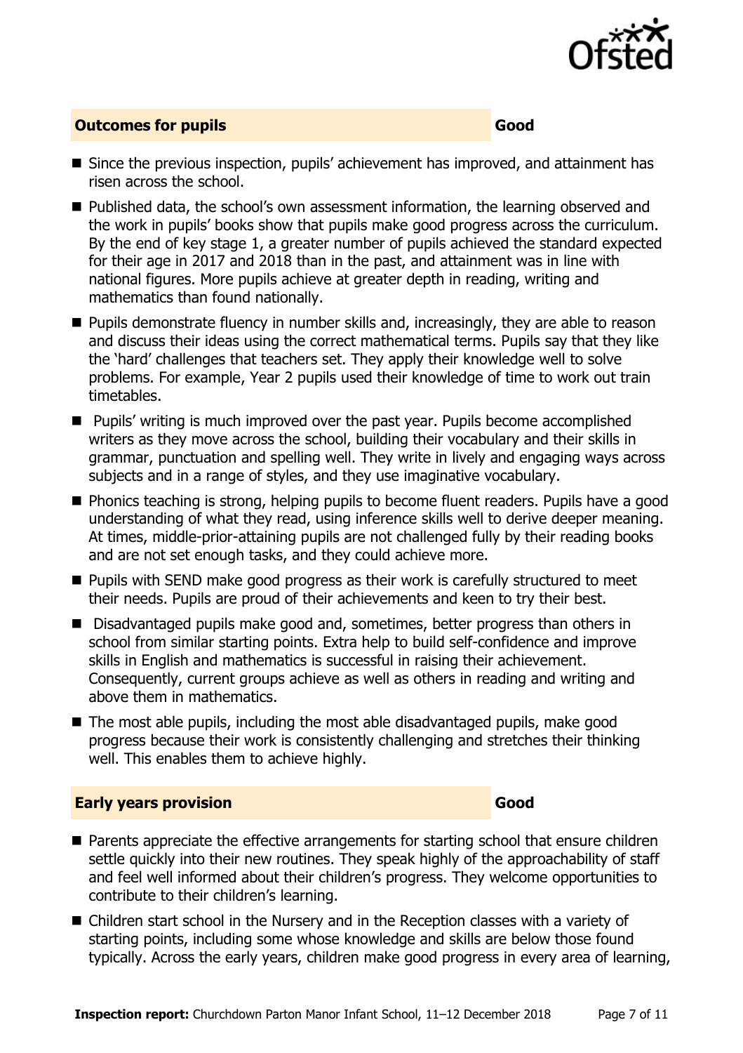## Outcomes for pupils — Good

- Since the previous inspection, pupils' achievement has improved, and attainment has risen across the school.
- Published data, the school's own assessment information, the learning observed and the work in pupils' books show that pupils make good progress across the curriculum. By the end of key stage 1, a greater number of pupils achieved the standard expected for their age in 2017 and 2018 than in the past, and attainment was in line with national figures. More pupils achieve at greater depth in reading, writing and mathematics than found nationally.
- Pupils demonstrate fluency in number skills and, increasingly, they are able to reason and discuss their ideas using the correct mathematical terms. Pupils say that they like the 'hard' challenges that teachers set. They apply their knowledge well to solve problems. For example, Year 2 pupils used their knowledge of time to work out train timetables.
- Pupils' writing is much improved over the past year. Pupils become accomplished writers as they move across the school, building their vocabulary and their skills in grammar, punctuation and spelling well. They write in lively and engaging ways across subjects and in a range of styles, and they use imaginative vocabulary.
- Phonics teaching is strong, helping pupils to become fluent readers. Pupils have a good understanding of what they read, using inference skills well to derive deeper meaning. At times, middle-prior-attaining pupils are not challenged fully by their reading books and are not set enough tasks, and they could achieve more.
- Pupils with SEND make good progress as their work is carefully structured to meet their needs. Pupils are proud of their achievements and keen to try their best.
- Disadvantaged pupils make good and, sometimes, better progress than others in school from similar starting points. Extra help to build self-confidence and improve skills in English and mathematics is successful in raising their achievement. Consequently, current groups achieve as well as others in reading and writing and above them in mathematics.
- The most able pupils, including the most able disadvantaged pupils, make good progress because their work is consistently challenging and stretches their thinking well. This enables them to achieve highly.

## Early years provision — Good

- Parents appreciate the effective arrangements for starting school that ensure children settle quickly into their new routines. They speak highly of the approachability of staff and feel well informed about their children's progress. They welcome opportunities to contribute to their children's learning.
- Children start school in the Nursery and in the Reception classes with a variety of starting points, including some whose knowledge and skills are below those found typically. Across the early years, children make good progress in every area of learning,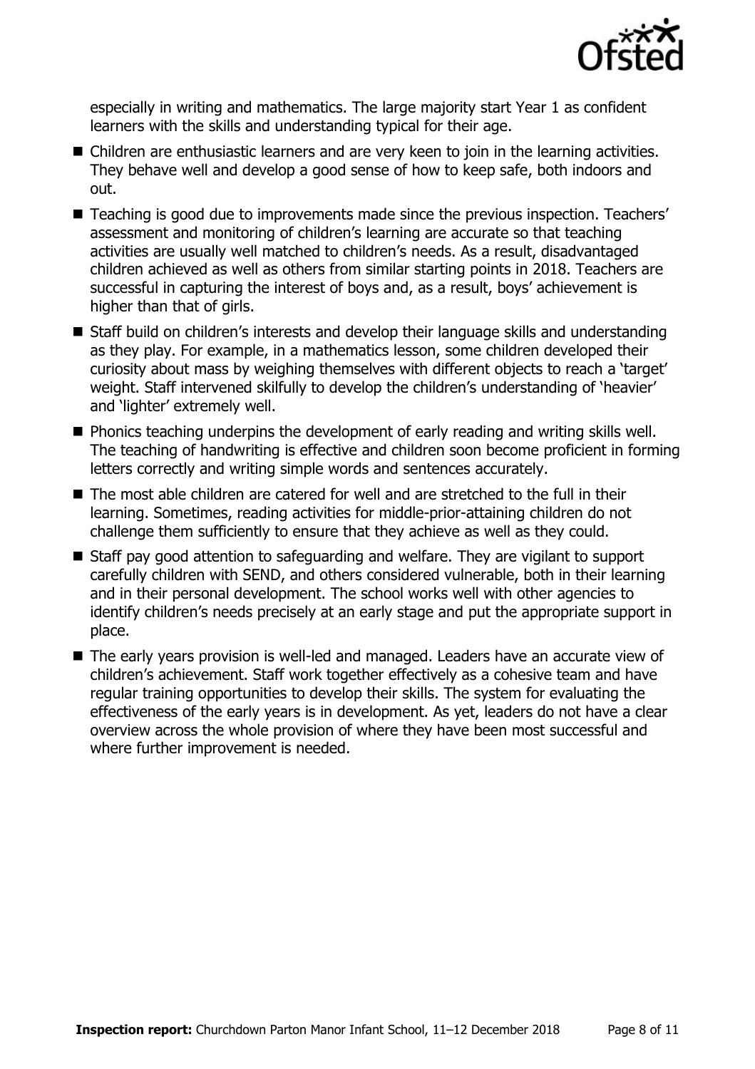especially in writing and mathematics. The large majority start Year 1 as confident learners with the skills and understanding typical for their age.

- Children are enthusiastic learners and are very keen to join in the learning activities. They behave well and develop a good sense of how to keep safe, both indoors and out.
- Teaching is good due to improvements made since the previous inspection. Teachers' assessment and monitoring of children's learning are accurate so that teaching activities are usually well matched to children's needs. As a result, disadvantaged children achieved as well as others from similar starting points in 2018. Teachers are successful in capturing the interest of boys and, as a result, boys' achievement is higher than that of girls.
- Staff build on children's interests and develop their language skills and understanding as they play. For example, in a mathematics lesson, some children developed their curiosity about mass by weighing themselves with different objects to reach a 'target' weight. Staff intervened skilfully to develop the children's understanding of 'heavier' and 'lighter' extremely well.
- Phonics teaching underpins the development of early reading and writing skills well. The teaching of handwriting is effective and children soon become proficient in forming letters correctly and writing simple words and sentences accurately.
- The most able children are catered for well and are stretched to the full in their learning. Sometimes, reading activities for middle-prior-attaining children do not challenge them sufficiently to ensure that they achieve as well as they could.
- Staff pay good attention to safeguarding and welfare. They are vigilant to support carefully children with SEND, and others considered vulnerable, both in their learning and in their personal development. The school works well with other agencies to identify children's needs precisely at an early stage and put the appropriate support in place.
- The early years provision is well-led and managed. Leaders have an accurate view of children's achievement. Staff work together effectively as a cohesive team and have regular training opportunities to develop their skills. The system for evaluating the effectiveness of the early years is in development. As yet, leaders do not have a clear overview across the whole provision of where they have been most successful and where further improvement is needed.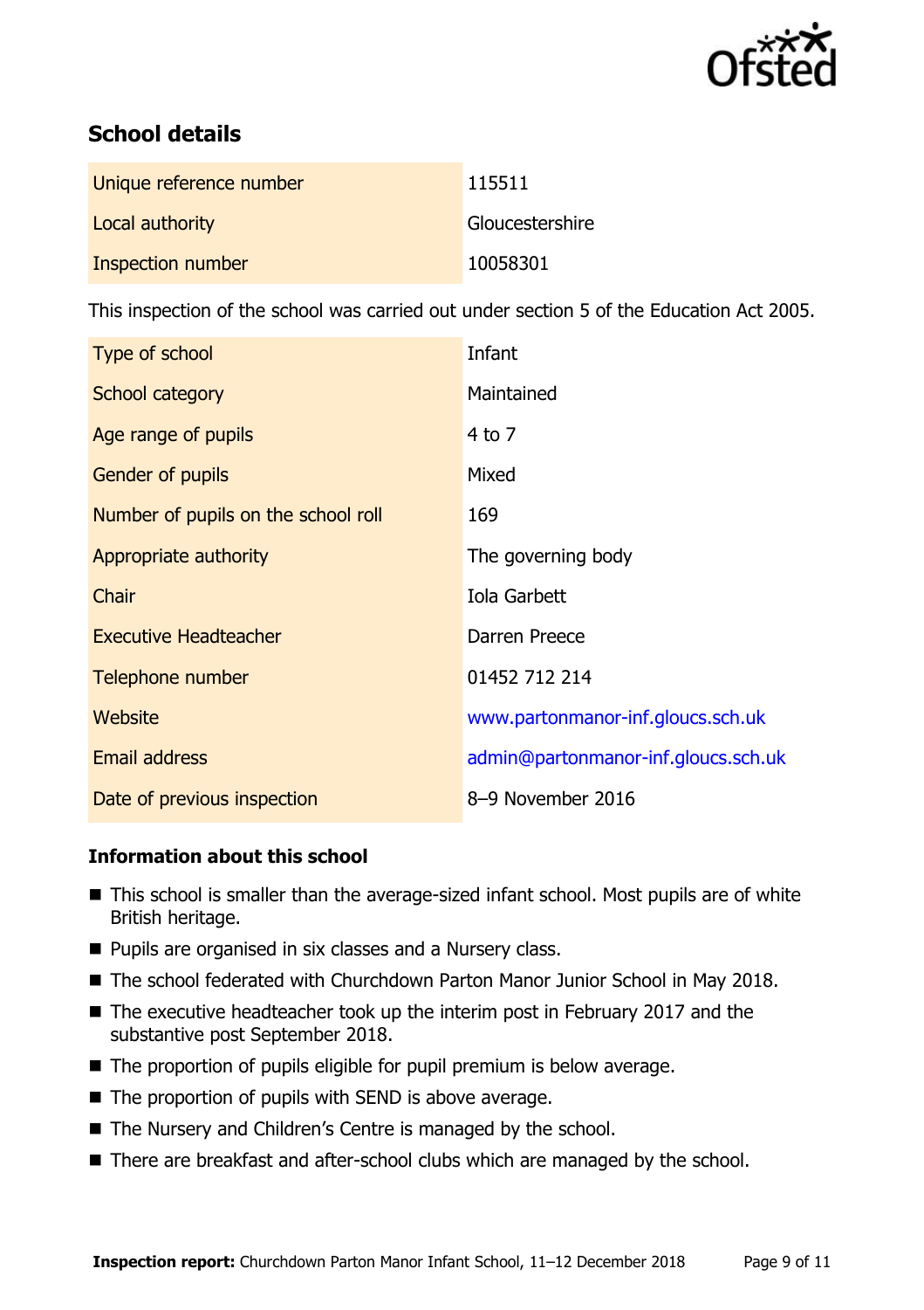## School details

| | |
|---|---|
| Unique reference number | 115511 |
| Local authority | Gloucestershire |
| Inspection number | 10058301 |

This inspection of the school was carried out under section 5 of the Education Act 2005.

| | |
|---|---|
| Type of school | Infant |
| School category | Maintained |
| Age range of pupils | 4 to 7 |
| Gender of pupils | Mixed |
| Number of pupils on the school roll | 169 |
| Appropriate authority | The governing body |
| Chair | Iola Garbett |
| Executive Headteacher | Darren Preece |
| Telephone number | 01452 712 214 |
| Website | www.partonmanor-inf.gloucs.sch.uk |
| Email address | admin@partonmanor-inf.gloucs.sch.uk |
| Date of previous inspection | 8–9 November 2016 |

### Information about this school

- This school is smaller than the average-sized infant school. Most pupils are of white British heritage.
- Pupils are organised in six classes and a Nursery class.
- The school federated with Churchdown Parton Manor Junior School in May 2018.
- The executive headteacher took up the interim post in February 2017 and the substantive post September 2018.
- The proportion of pupils eligible for pupil premium is below average.
- The proportion of pupils with SEND is above average.
- The Nursery and Children's Centre is managed by the school.
- There are breakfast and after-school clubs which are managed by the school.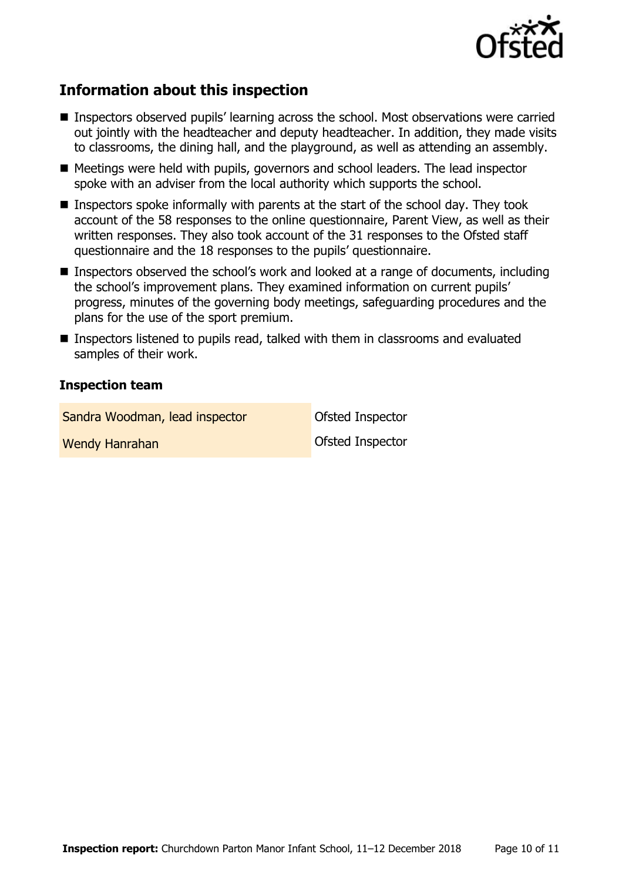## Information about this inspection

- Inspectors observed pupils' learning across the school. Most observations were carried out jointly with the headteacher and deputy headteacher. In addition, they made visits to classrooms, the dining hall, and the playground, as well as attending an assembly.
- Meetings were held with pupils, governors and school leaders. The lead inspector spoke with an adviser from the local authority which supports the school.
- Inspectors spoke informally with parents at the start of the school day. They took account of the 58 responses to the online questionnaire, Parent View, as well as their written responses. They also took account of the 31 responses to the Ofsted staff questionnaire and the 18 responses to the pupils' questionnaire.
- Inspectors observed the school's work and looked at a range of documents, including the school's improvement plans. They examined information on current pupils' progress, minutes of the governing body meetings, safeguarding procedures and the plans for the use of the sport premium.
- Inspectors listened to pupils read, talked with them in classrooms and evaluated samples of their work.

### Inspection team

| | |
|---|---|
| Sandra Woodman, lead inspector | Ofsted Inspector |
| Wendy Hanrahan | Ofsted Inspector |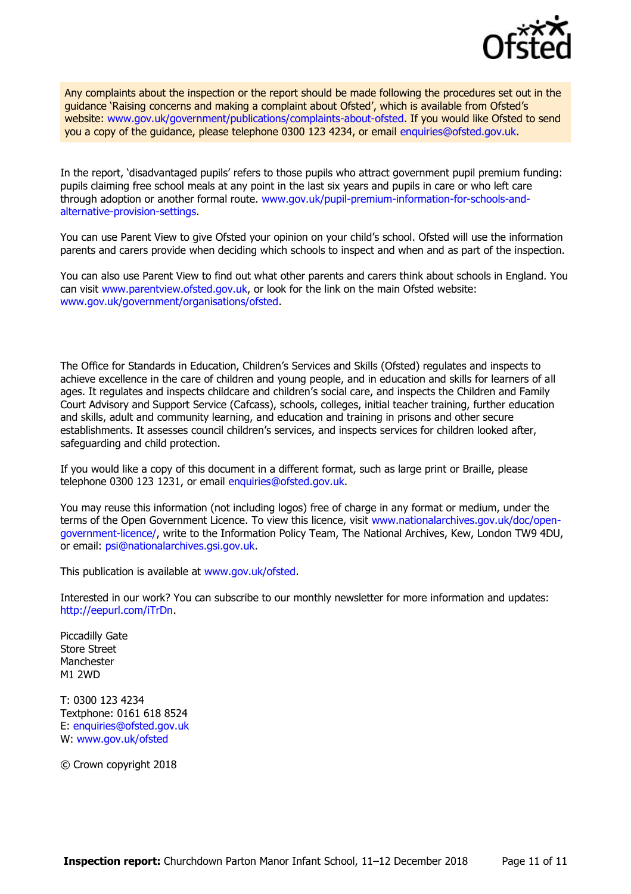Any complaints about the inspection or the report should be made following the procedures set out in the guidance 'Raising concerns and making a complaint about Ofsted', which is available from Ofsted's website: www.gov.uk/government/publications/complaints-about-ofsted. If you would like Ofsted to send you a copy of the guidance, please telephone 0300 123 4234, or email enquiries@ofsted.gov.uk.

In the report, 'disadvantaged pupils' refers to those pupils who attract government pupil premium funding: pupils claiming free school meals at any point in the last six years and pupils in care or who left care through adoption or another formal route. www.gov.uk/pupil-premium-information-for-schools-and-alternative-provision-settings.

You can use Parent View to give Ofsted your opinion on your child's school. Ofsted will use the information parents and carers provide when deciding which schools to inspect and when and as part of the inspection.

You can also use Parent View to find out what other parents and carers think about schools in England. You can visit www.parentview.ofsted.gov.uk, or look for the link on the main Ofsted website: www.gov.uk/government/organisations/ofsted.

The Office for Standards in Education, Children's Services and Skills (Ofsted) regulates and inspects to achieve excellence in the care of children and young people, and in education and skills for learners of all ages. It regulates and inspects childcare and children's social care, and inspects the Children and Family Court Advisory and Support Service (Cafcass), schools, colleges, initial teacher training, further education and skills, adult and community learning, and education and training in prisons and other secure establishments. It assesses council children's services, and inspects services for children looked after, safeguarding and child protection.

If you would like a copy of this document in a different format, such as large print or Braille, please telephone 0300 123 1231, or email enquiries@ofsted.gov.uk.

You may reuse this information (not including logos) free of charge in any format or medium, under the terms of the Open Government Licence. To view this licence, visit www.nationalarchives.gov.uk/doc/open-government-licence/, write to the Information Policy Team, The National Archives, Kew, London TW9 4DU, or email: psi@nationalarchives.gsi.gov.uk.

This publication is available at www.gov.uk/ofsted.

Interested in our work? You can subscribe to our monthly newsletter for more information and updates: http://eepurl.com/iTrDn.

Piccadilly Gate
Store Street
Manchester
M1 2WD

T: 0300 123 4234
Textphone: 0161 618 8524
E: enquiries@ofsted.gov.uk
W: www.gov.uk/ofsted

© Crown copyright 2018